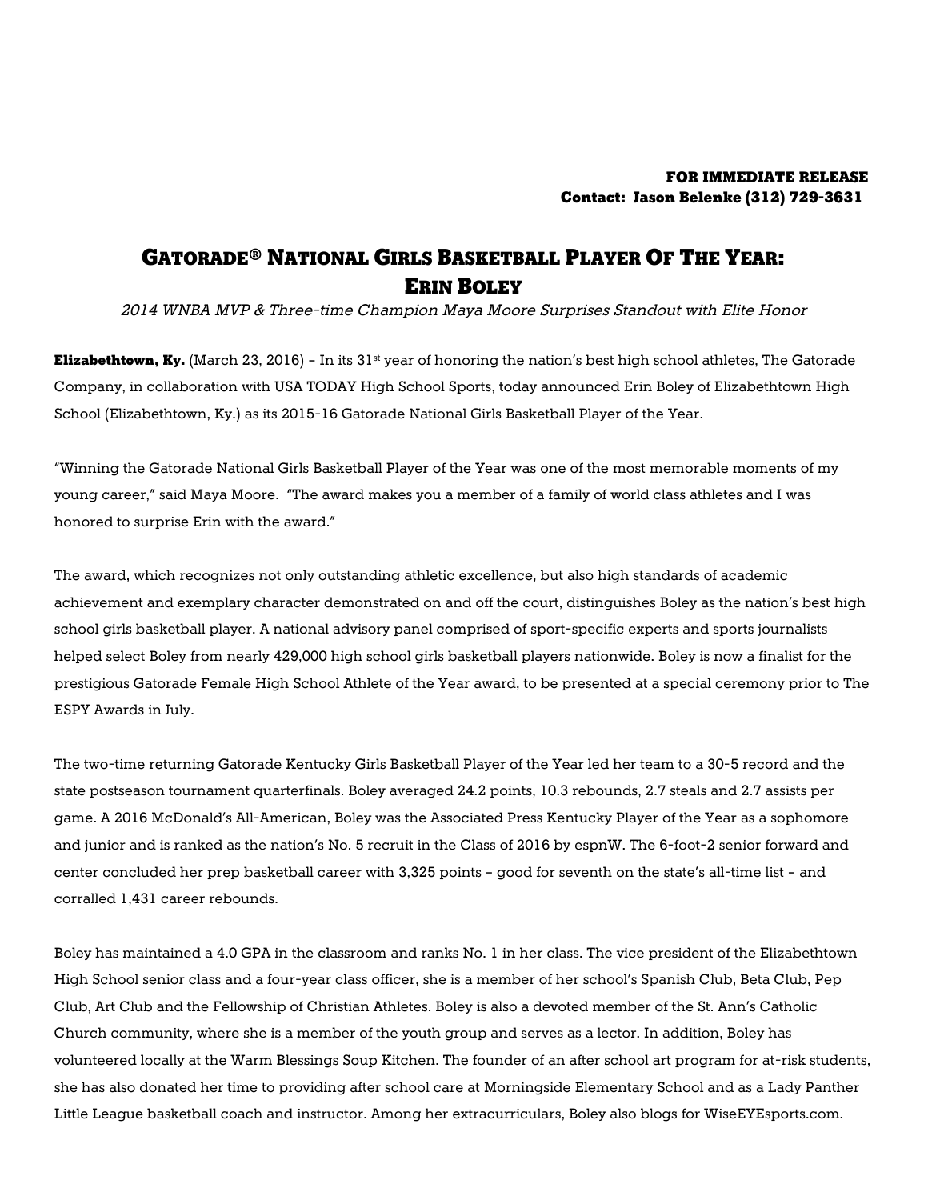**FOR IMMEDIATE RELEASE**
**Contact: Jason Belenke (312) 729-3631**

# Gatorade® National Girls Basketball Player Of The Year: Erin Boley

*2014 WNBA MVP & Three-time Champion Maya Moore Surprises Standout with Elite Honor*

**Elizabethtown, Ky.** (March 23, 2016) – In its 31st year of honoring the nation's best high school athletes, The Gatorade Company, in collaboration with USA TODAY High School Sports, today announced Erin Boley of Elizabethtown High School (Elizabethtown, Ky.) as its 2015-16 Gatorade National Girls Basketball Player of the Year.

"Winning the Gatorade National Girls Basketball Player of the Year was one of the most memorable moments of my young career," said Maya Moore. "The award makes you a member of a family of world class athletes and I was honored to surprise Erin with the award."

The award, which recognizes not only outstanding athletic excellence, but also high standards of academic achievement and exemplary character demonstrated on and off the court, distinguishes Boley as the nation's best high school girls basketball player. A national advisory panel comprised of sport-specific experts and sports journalists helped select Boley from nearly 429,000 high school girls basketball players nationwide. Boley is now a finalist for the prestigious Gatorade Female High School Athlete of the Year award, to be presented at a special ceremony prior to The ESPY Awards in July.

The two-time returning Gatorade Kentucky Girls Basketball Player of the Year led her team to a 30-5 record and the state postseason tournament quarterfinals. Boley averaged 24.2 points, 10.3 rebounds, 2.7 steals and 2.7 assists per game. A 2016 McDonald's All-American, Boley was the Associated Press Kentucky Player of the Year as a sophomore and junior and is ranked as the nation's No. 5 recruit in the Class of 2016 by espnW. The 6-foot-2 senior forward and center concluded her prep basketball career with 3,325 points – good for seventh on the state's all-time list – and corralled 1,431 career rebounds.

Boley has maintained a 4.0 GPA in the classroom and ranks No. 1 in her class. The vice president of the Elizabethtown High School senior class and a four-year class officer, she is a member of her school's Spanish Club, Beta Club, Pep Club, Art Club and the Fellowship of Christian Athletes. Boley is also a devoted member of the St. Ann's Catholic Church community, where she is a member of the youth group and serves as a lector. In addition, Boley has volunteered locally at the Warm Blessings Soup Kitchen. The founder of an after school art program for at-risk students, she has also donated her time to providing after school care at Morningside Elementary School and as a Lady Panther Little League basketball coach and instructor. Among her extracurriculars, Boley also blogs for WiseEYEsports.com.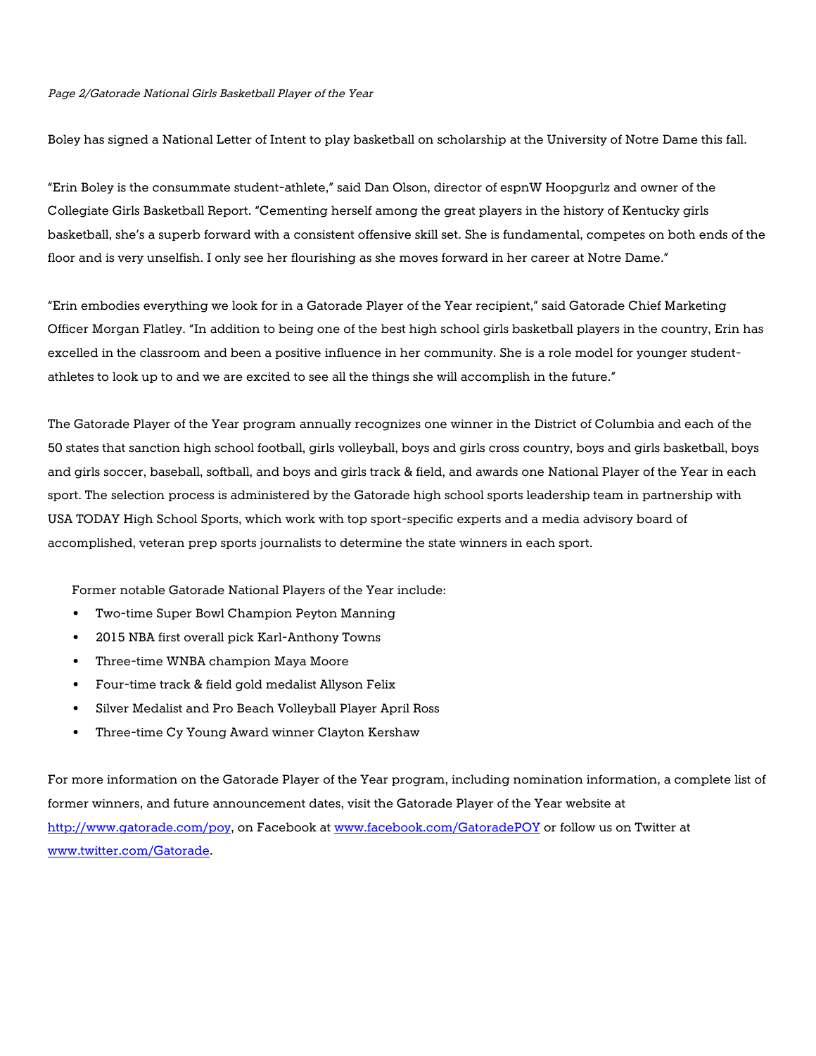Boley has signed a National Letter of Intent to play basketball on scholarship at the University of Notre Dame this fall.

"Erin Boley is the consummate student-athlete," said Dan Olson, director of espnW Hoopgurlz and owner of the Collegiate Girls Basketball Report. "Cementing herself among the great players in the history of Kentucky girls basketball, she's a superb forward with a consistent offensive skill set. She is fundamental, competes on both ends of the floor and is very unselfish. I only see her flourishing as she moves forward in her career at Notre Dame."

"Erin embodies everything we look for in a Gatorade Player of the Year recipient," said Gatorade Chief Marketing Officer Morgan Flatley. "In addition to being one of the best high school girls basketball players in the country, Erin has excelled in the classroom and been a positive influence in her community. She is a role model for younger student-athletes to look up to and we are excited to see all the things she will accomplish in the future."

The Gatorade Player of the Year program annually recognizes one winner in the District of Columbia and each of the 50 states that sanction high school football, girls volleyball, boys and girls cross country, boys and girls basketball, boys and girls soccer, baseball, softball, and boys and girls track & field, and awards one National Player of the Year in each sport. The selection process is administered by the Gatorade high school sports leadership team in partnership with USA TODAY High School Sports, which work with top sport-specific experts and a media advisory board of accomplished, veteran prep sports journalists to determine the state winners in each sport.

Former notable Gatorade National Players of the Year include:

- Two-time Super Bowl Champion Peyton Manning
- 2015 NBA first overall pick Karl-Anthony Towns
- Three-time WNBA champion Maya Moore
- Four-time track & field gold medalist Allyson Felix
- Silver Medalist and Pro Beach Volleyball Player April Ross
- Three-time Cy Young Award winner Clayton Kershaw

For more information on the Gatorade Player of the Year program, including nomination information, a complete list of former winners, and future announcement dates, visit the Gatorade Player of the Year website at [http://www.gatorade.com/poy](http://www.gatorade.com/poy), on Facebook at [www.facebook.com/GatoradePOY](www.facebook.com/GatoradePOY) or follow us on Twitter at [www.twitter.com/Gatorade](www.twitter.com/Gatorade).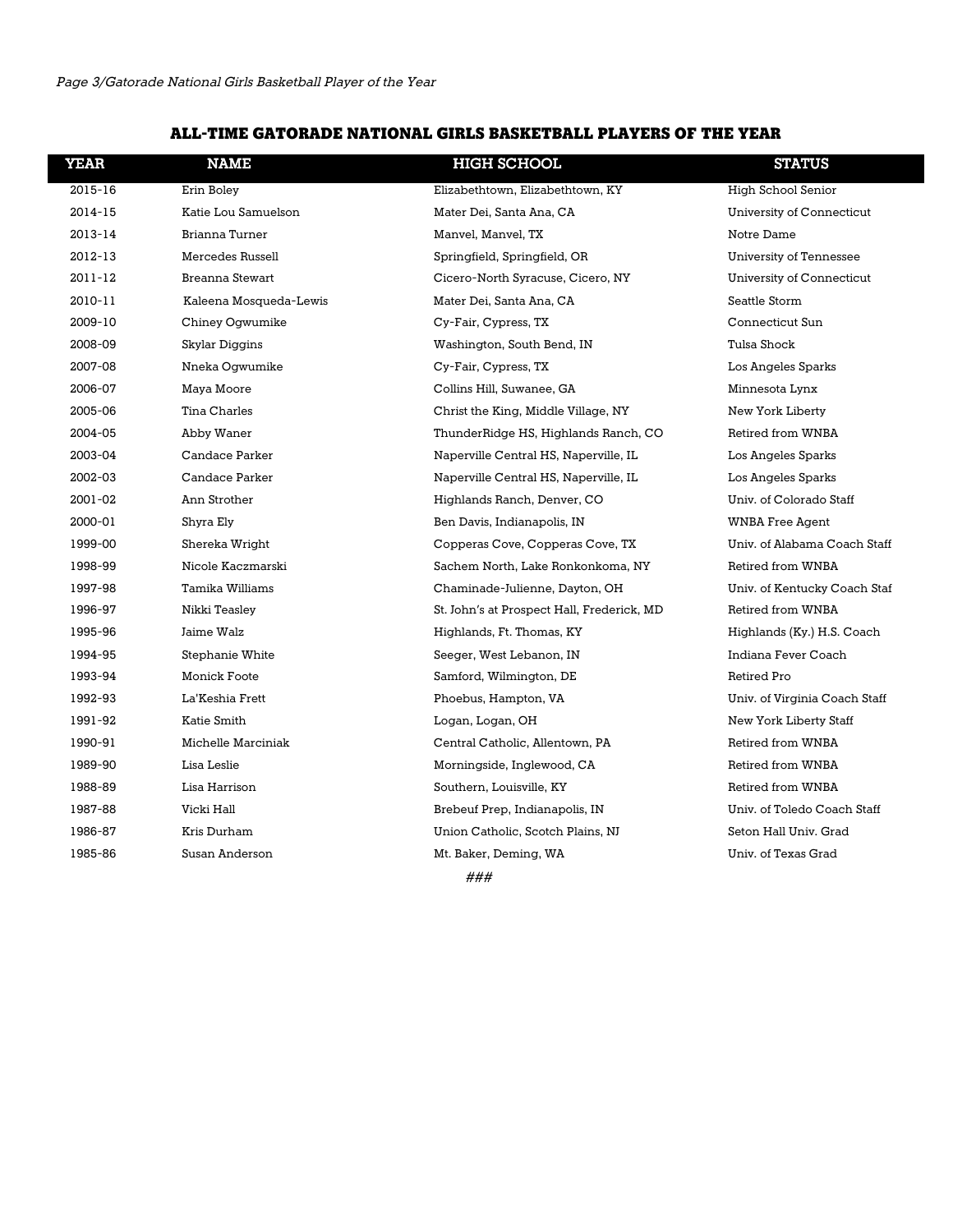## ALL-TIME GATORADE NATIONAL GIRLS BASKETBALL PLAYERS OF THE YEAR

| YEAR | NAME | HIGH SCHOOL | STATUS |
|---|---|---|---|
| 2015-16 | Erin Boley | Elizabethtown, Elizabethtown, KY | High School Senior |
| 2014-15 | Katie Lou Samuelson | Mater Dei, Santa Ana, CA | University of Connecticut |
| 2013-14 | Brianna Turner | Manvel, Manvel, TX | Notre Dame |
| 2012-13 | Mercedes Russell | Springfield, Springfield, OR | University of Tennessee |
| 2011-12 | Breanna Stewart | Cicero-North Syracuse, Cicero, NY | University of Connecticut |
| 2010-11 | Kaleena Mosqueda-Lewis | Mater Dei, Santa Ana, CA | Seattle Storm |
| 2009-10 | Chiney Ogwumike | Cy-Fair, Cypress, TX | Connecticut Sun |
| 2008-09 | Skylar Diggins | Washington, South Bend, IN | Tulsa Shock |
| 2007-08 | Nneka Ogwumike | Cy-Fair, Cypress, TX | Los Angeles Sparks |
| 2006-07 | Maya Moore | Collins Hill, Suwanee, GA | Minnesota Lynx |
| 2005-06 | Tina Charles | Christ the King, Middle Village, NY | New York Liberty |
| 2004-05 | Abby Waner | ThunderRidge HS, Highlands Ranch, CO | Retired from WNBA |
| 2003-04 | Candace Parker | Naperville Central HS, Naperville, IL | Los Angeles Sparks |
| 2002-03 | Candace Parker | Naperville Central HS, Naperville, IL | Los Angeles Sparks |
| 2001-02 | Ann Strother | Highlands Ranch, Denver, CO | Univ. of Colorado Staff |
| 2000-01 | Shyra Ely | Ben Davis, Indianapolis, IN | WNBA Free Agent |
| 1999-00 | Shereka Wright | Copperas Cove, Copperas Cove, TX | Univ. of Alabama Coach Staff |
| 1998-99 | Nicole Kaczmarski | Sachem North, Lake Ronkonkoma, NY | Retired from WNBA |
| 1997-98 | Tamika Williams | Chaminade-Julienne, Dayton, OH | Univ. of Kentucky Coach Staf |
| 1996-97 | Nikki Teasley | St. John's at Prospect Hall, Frederick, MD | Retired from WNBA |
| 1995-96 | Jaime Walz | Highlands, Ft. Thomas, KY | Highlands (Ky.) H.S. Coach |
| 1994-95 | Stephanie White | Seeger, West Lebanon, IN | Indiana Fever Coach |
| 1993-94 | Monick Foote | Samford, Wilmington, DE | Retired Pro |
| 1992-93 | La'Keshia Frett | Phoebus, Hampton, VA | Univ. of Virginia Coach Staff |
| 1991-92 | Katie Smith | Logan, Logan, OH | New York Liberty Staff |
| 1990-91 | Michelle Marciniak | Central Catholic, Allentown, PA | Retired from WNBA |
| 1989-90 | Lisa Leslie | Morningside, Inglewood, CA | Retired from WNBA |
| 1988-89 | Lisa Harrison | Southern, Louisville, KY | Retired from WNBA |
| 1987-88 | Vicki Hall | Brebeuf Prep, Indianapolis, IN | Univ. of Toledo Coach Staff |
| 1986-87 | Kris Durham | Union Catholic, Scotch Plains, NJ | Seton Hall Univ. Grad |
| 1985-86 | Susan Anderson | Mt. Baker, Deming, WA | Univ. of Texas Grad |

###